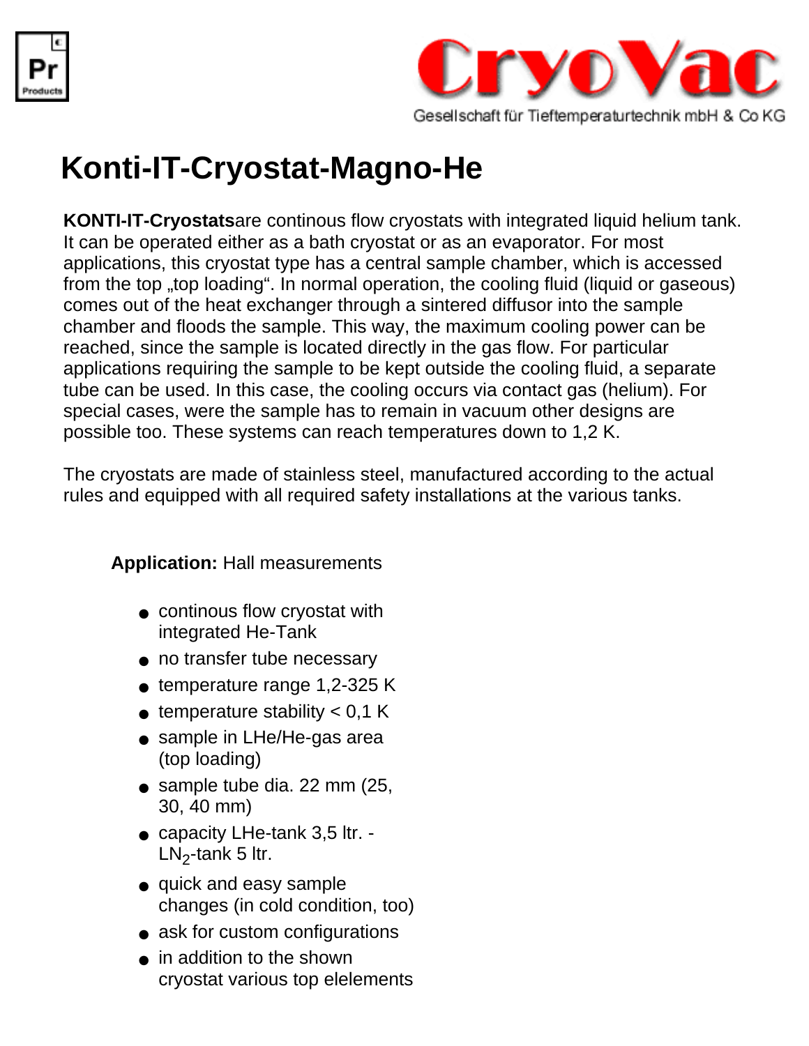CryoVac

Gesellschaft für Tieftemperaturtechnik mbH & Co KG

# Konti-IT-Cryostat-Magno-He

**KONTI-IT-Cryostats**are continous flow cryostats with integrated liquid helium tank. It can be operated either as a bath cryostat or as an evaporator. For most applications, this cryostat type has a central sample chamber, which is accessed from the top „top loading". In normal operation, the cooling fluid (liquid or gaseous) comes out of the heat exchanger through a sintered diffusor into the sample chamber and floods the sample. This way, the maximum cooling power can be reached, since the sample is located directly in the gas flow. For particular applications requiring the sample to be kept outside the cooling fluid, a separate tube can be used. In this case, the cooling occurs via contact gas (helium). For special cases, were the sample has to remain in vacuum other designs are possible too. These systems can reach temperatures down to 1,2 K.

The cryostats are made of stainless steel, manufactured according to the actual rules and equipped with all required safety installations at the various tanks.

**Application:** Hall measurements

- continous flow cryostat with integrated He-Tank
- no transfer tube necessary
- temperature range 1,2-325 K
- temperature stability < 0,1 K
- sample in LHe/He-gas area (top loading)
- sample tube dia. 22 mm (25, 30, 40 mm)
- capacity LHe-tank 3,5 ltr. - $LN_2$-tank 5 ltr.
- quick and easy sample changes (in cold condition, too)
- ask for custom configurations
- in addition to the shown cryostat various top elelements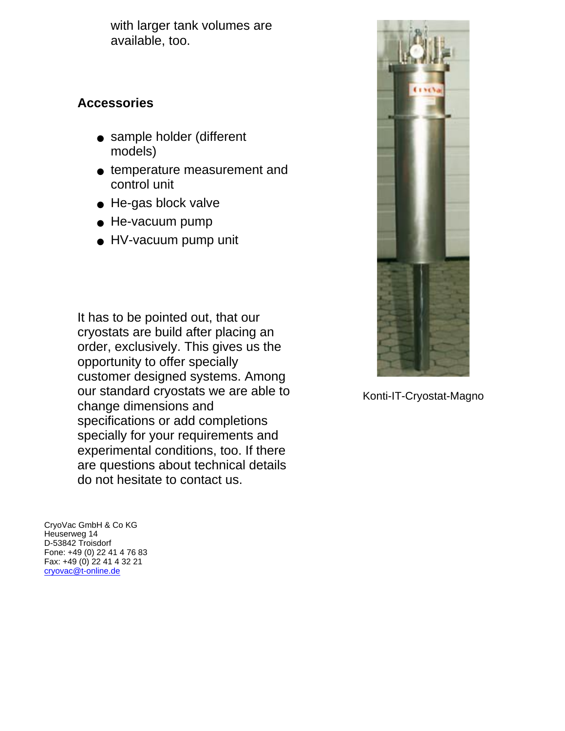with larger tank volumes are available, too.

## Accessories

- sample holder (different models)
- temperature measurement and control unit
- He-gas block valve
- He-vacuum pump
- HV-vacuum pump unit

It has to be pointed out, that our cryostats are build after placing an order, exclusively. This gives us the opportunity to offer specially customer designed systems. Among our standard cryostats we are able to change dimensions and specifications or add completions specially for your requirements and experimental conditions, too. If there are questions about technical details do not hesitate to contact us.

Konti-IT-Cryostat-Magno

CryoVac GmbH & Co KG
Heuserweg 14
D-53842 Troisdorf
Fone: +49 (0) 22 41 4 76 83
Fax: +49 (0) 22 41 4 32 21
cryovac@t-online.de